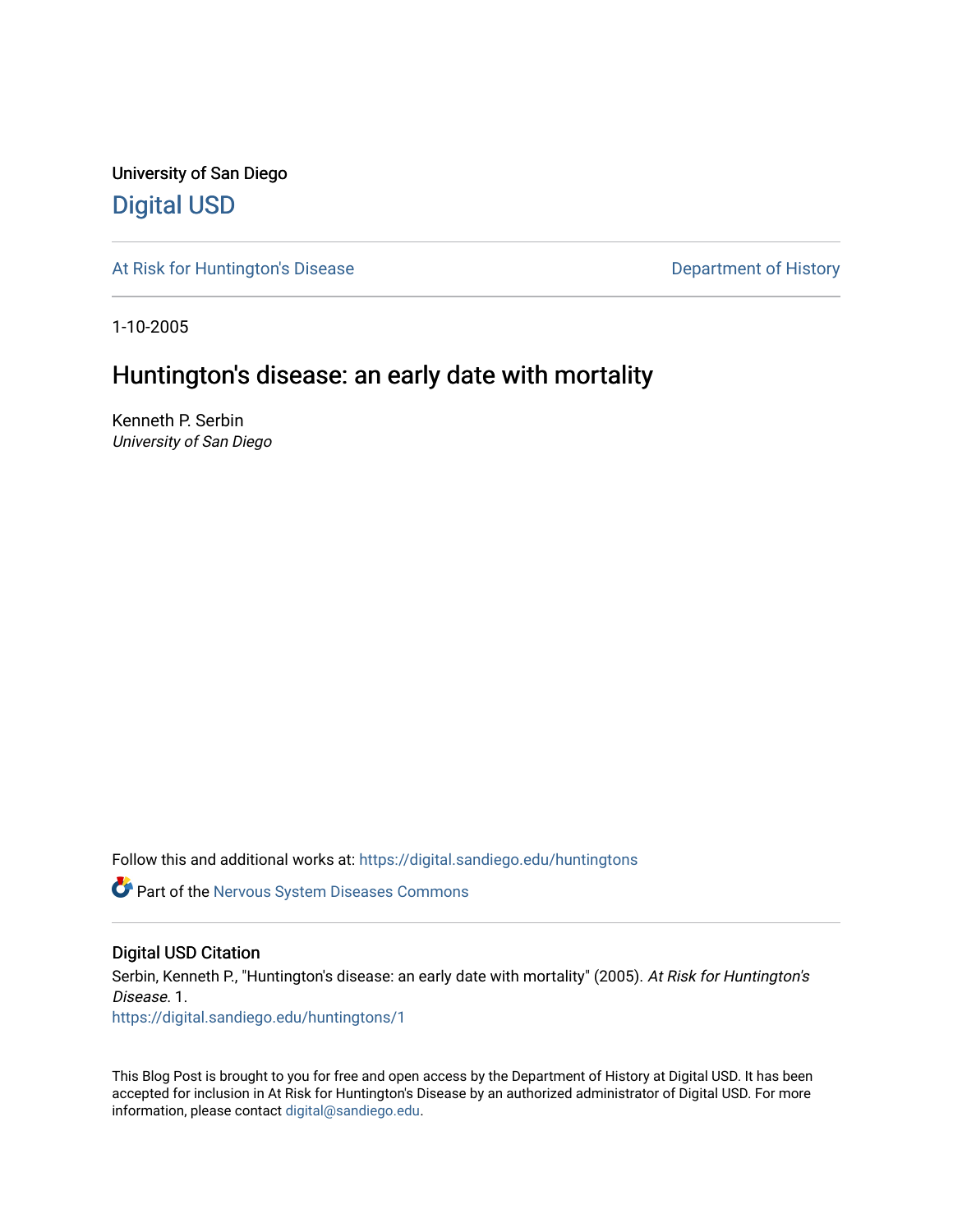University of San Diego

# Digital USD

At Risk for Huntington's Disease

Department of History

1-10-2005

# Huntington's disease: an early date with mortality

Kenneth P. Serbin
*University of San Diego*

Follow this and additional works at: https://digital.sandiego.edu/huntingtons

Part of the Nervous System Diseases Commons

## Digital USD Citation

Serbin, Kenneth P., "Huntington's disease: an early date with mortality" (2005). *At Risk for Huntington's Disease*. 1.
https://digital.sandiego.edu/huntingtons/1

This Blog Post is brought to you for free and open access by the Department of History at Digital USD. It has been accepted for inclusion in At Risk for Huntington's Disease by an authorized administrator of Digital USD. For more information, please contact digital@sandiego.edu.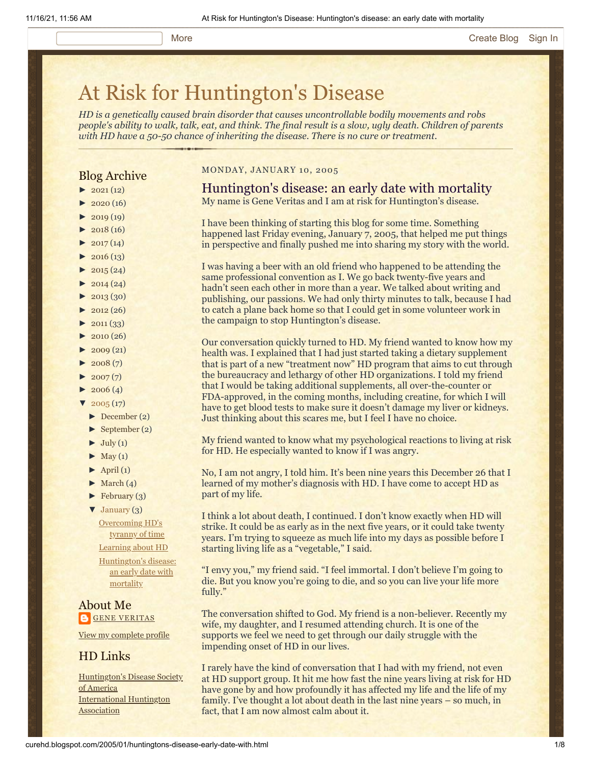More Create Blog Sign In

# At Risk for Huntington's Disease

*HD is a genetically caused brain disorder that causes uncontrollable bodily movements and robs people's ability to walk, talk, eat, and think. The final result is a slow, ugly death. Children of parents with HD have a 50-50 chance of inheriting the disease. There is no cure or treatment.*

## Blog Archive

- ► 2021 (12)
- ► 2020 (16)
- ► 2019 (19)
- ► 2018 (16)
- ► 2017 (14)
- ► 2016 (13)
- ► 2015 (24)
- ► 2014 (24)
- ► 2013 (30)
- ► 2012 (26)
- ► 2011 (33)
- ► 2010 (26)
- ► 2009 (21)
- ► 2008 (7)
- ► 2007 (7)
- ► 2006 (4)
- ▼ 2005 (17)
  - ► December (2)
  - ► September (2)
  - ► July (1)
  - ► May (1)
  - ► April (1)
  - ► March (4)
  - ► February (3)
  - ▼ January (3)
    - Overcoming HD's tyranny of time
    - Learning about HD
    - Huntington's disease: an early date with mortality

## About Me

GENE VERITAS

View my complete profile

## HD Links

Huntington's Disease Society of America
International Huntington Association

MONDAY, JANUARY 10, 2005

## Huntington's disease: an early date with mortality

My name is Gene Veritas and I am at risk for Huntington's disease.

I have been thinking of starting this blog for some time. Something happened last Friday evening, January 7, 2005, that helped me put things in perspective and finally pushed me into sharing my story with the world.

I was having a beer with an old friend who happened to be attending the same professional convention as I. We go back twenty-five years and hadn't seen each other in more than a year. We talked about writing and publishing, our passions. We had only thirty minutes to talk, because I had to catch a plane back home so that I could get in some volunteer work in the campaign to stop Huntington's disease.

Our conversation quickly turned to HD. My friend wanted to know how my health was. I explained that I had just started taking a dietary supplement that is part of a new "treatment now" HD program that aims to cut through the bureaucracy and lethargy of other HD organizations. I told my friend that I would be taking additional supplements, all over-the-counter or FDA-approved, in the coming months, including creatine, for which I will have to get blood tests to make sure it doesn't damage my liver or kidneys. Just thinking about this scares me, but I feel I have no choice.

My friend wanted to know what my psychological reactions to living at risk for HD. He especially wanted to know if I was angry.

No, I am not angry, I told him. It's been nine years this December 26 that I learned of my mother's diagnosis with HD. I have come to accept HD as part of my life.

I think a lot about death, I continued. I don't know exactly when HD will strike. It could be as early as in the next five years, or it could take twenty years. I'm trying to squeeze as much life into my days as possible before I starting living life as a "vegetable," I said.

"I envy you," my friend said. "I feel immortal. I don't believe I'm going to die. But you know you're going to die, and so you can live your life more fully."

The conversation shifted to God. My friend is a non-believer. Recently my wife, my daughter, and I resumed attending church. It is one of the supports we feel we need to get through our daily struggle with the impending onset of HD in our lives.

I rarely have the kind of conversation that I had with my friend, not even at HD support group. It hit me how fast the nine years living at risk for HD have gone by and how profoundly it has affected my life and the life of my family. I've thought a lot about death in the last nine years – so much, in fact, that I am now almost calm about it.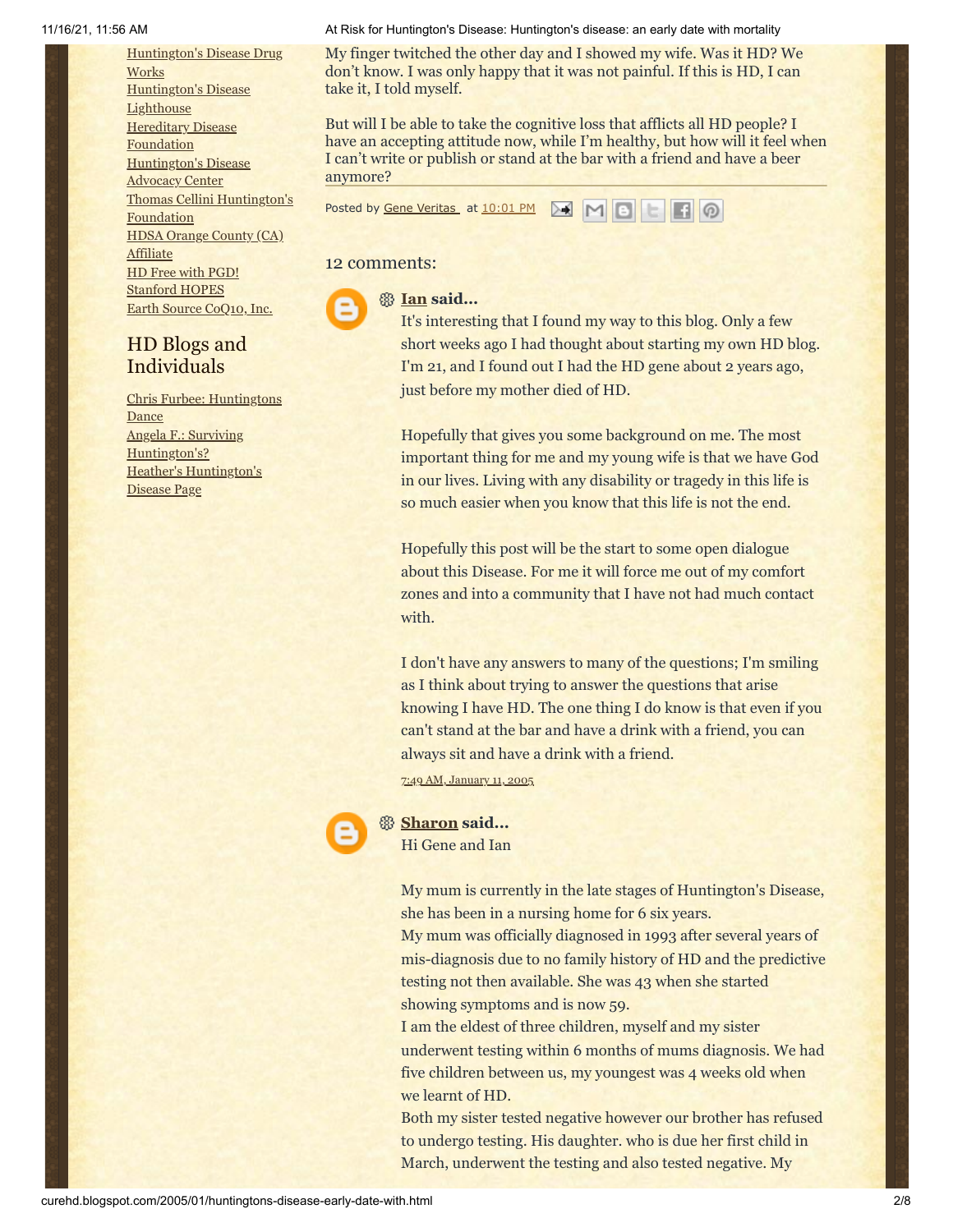[Huntington's Disease Drug Works](#)
[Huntington's Disease Lighthouse](#)
[Hereditary Disease Foundation](#)
[Huntington's Disease Advocacy Center](#)
[Thomas Cellini Huntington's Foundation](#)
[HDSA Orange County (CA) Affiliate](#)
[HD Free with PGD!](#)
[Stanford HOPES](#)
[Earth Source CoQ10, Inc.](#)

## HD Blogs and Individuals

[Chris Furbee: Huntingtons Dance](#)
[Angela F.: Surviving Huntington's?](#)
[Heather's Huntington's Disease Page](#)

My finger twitched the other day and I showed my wife. Was it HD? We don't know. I was only happy that it was not painful. If this is HD, I can take it, I told myself.

But will I be able to take the cognitive loss that afflicts all HD people? I have an accepting attitude now, while I'm healthy, but how will it feel when I can't write or publish or stand at the bar with a friend and have a beer anymore?

Posted by Gene Veritas at 10:01 PM

### 12 comments:

**Ian said...**

It's interesting that I found my way to this blog. Only a few short weeks ago I had thought about starting my own HD blog. I'm 21, and I found out I had the HD gene about 2 years ago, just before my mother died of HD.

Hopefully that gives you some background on me. The most important thing for me and my young wife is that we have God in our lives. Living with any disability or tragedy in this life is so much easier when you know that this life is not the end.

Hopefully this post will be the start to some open dialogue about this Disease. For me it will force me out of my comfort zones and into a community that I have not had much contact with.

I don't have any answers to many of the questions; I'm smiling as I think about trying to answer the questions that arise knowing I have HD. The one thing I do know is that even if you can't stand at the bar and have a drink with a friend, you can always sit and have a drink with a friend.

7:49 AM, January 11, 2005

**Sharon said...**

Hi Gene and Ian

My mum is currently in the late stages of Huntington's Disease, she has been in a nursing home for 6 six years.
My mum was officially diagnosed in 1993 after several years of mis-diagnosis due to no family history of HD and the predictive testing not then available. She was 43 when she started showing symptoms and is now 59.
I am the eldest of three children, myself and my sister underwent testing within 6 months of mums diagnosis. We had five children between us, my youngest was 4 weeks old when we learnt of HD.
Both my sister tested negative however our brother has refused to undergo testing. His daughter. who is due her first child in March, underwent the testing and also tested negative. My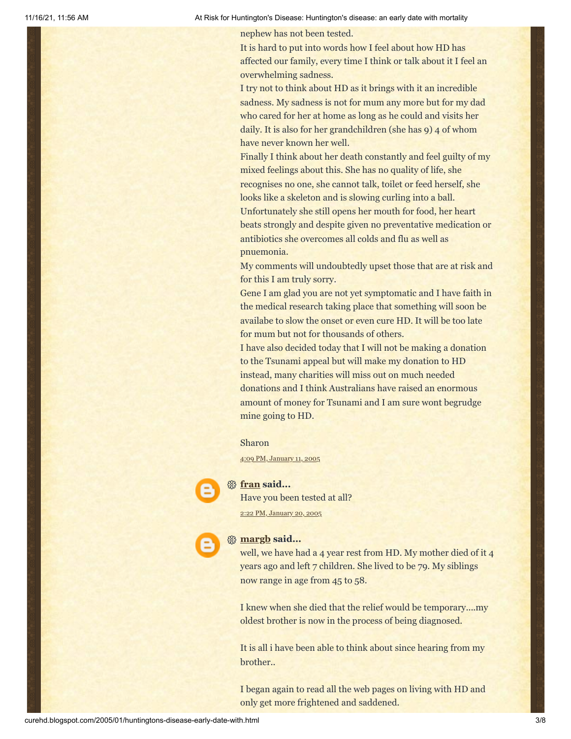nephew has not been tested.

It is hard to put into words how I feel about how HD has affected our family, every time I think or talk about it I feel an overwhelming sadness.

I try not to think about HD as it brings with it an incredible sadness. My sadness is not for mum any more but for my dad who cared for her at home as long as he could and visits her daily. It is also for her grandchildren (she has 9) 4 of whom have never known her well.

Finally I think about her death constantly and feel guilty of my mixed feelings about this. She has no quality of life, she recognises no one, she cannot talk, toilet or feed herself, she looks like a skeleton and is slowing curling into a ball. Unfortunately she still opens her mouth for food, her heart beats strongly and despite given no preventative medication or antibiotics she overcomes all colds and flu as well as pnuemonia.

My comments will undoubtedly upset those that are at risk and for this I am truly sorry.

Gene I am glad you are not yet symptomatic and I have faith in the medical research taking place that something will soon be availabe to slow the onset or even cure HD. It will be too late for mum but not for thousands of others.

I have also decided today that I will not be making a donation to the Tsunami appeal but will make my donation to HD instead, many charities will miss out on much needed donations and I think Australians have raised an enormous amount of money for Tsunami and I am sure wont begrudge mine going to HD.

Sharon

4:09 PM, January 11, 2005

**fran said...**

Have you been tested at all?

2:22 PM, January 20, 2005

**margb said...**

well, we have had a 4 year rest from HD. My mother died of it 4 years ago and left 7 children. She lived to be 79. My siblings now range in age from 45 to 58.

I knew when she died that the relief would be temporary....my oldest brother is now in the process of being diagnosed.

It is all i have been able to think about since hearing from my brother..

I began again to read all the web pages on living with HD and only get more frightened and saddened.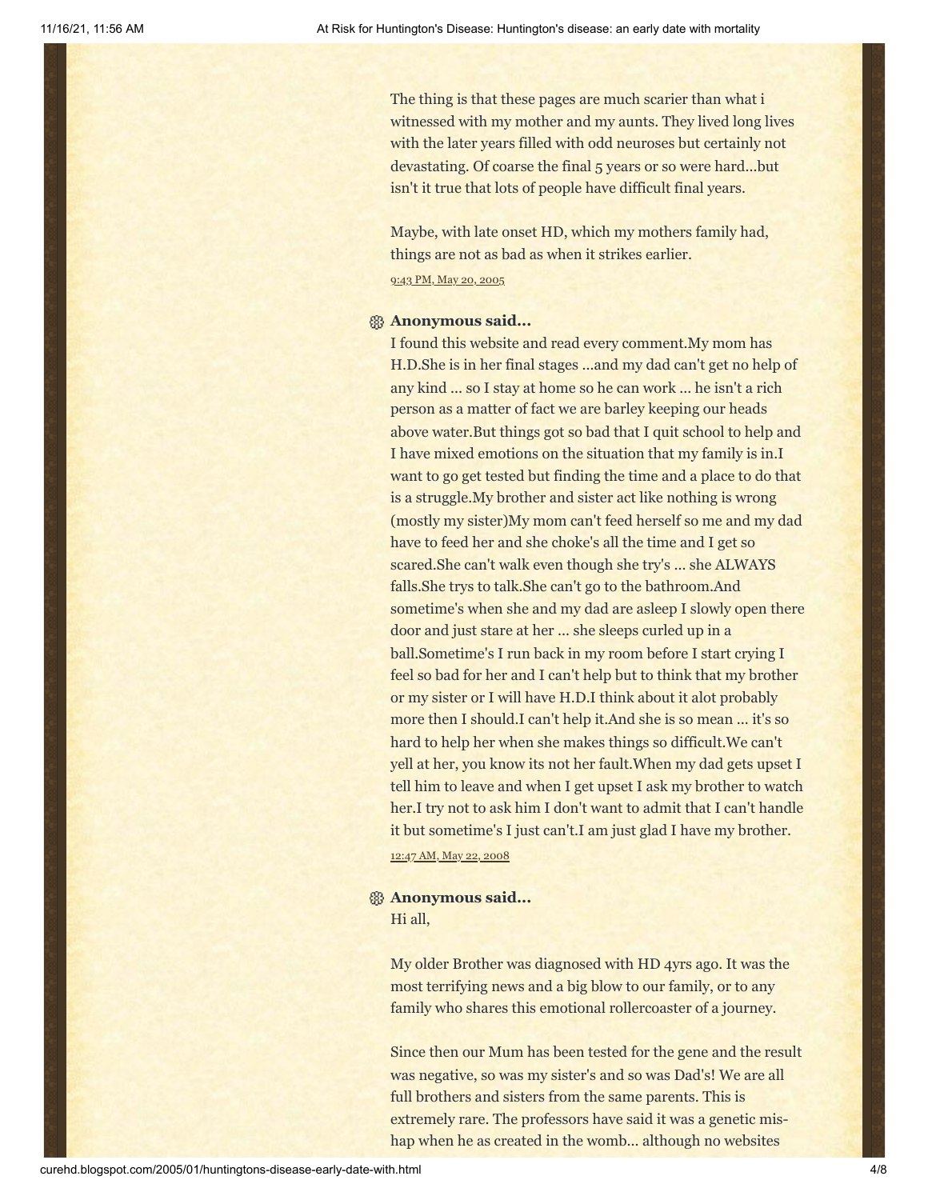The thing is that these pages are much scarier than what i witnessed with my mother and my aunts. They lived long lives with the later years filled with odd neuroses but certainly not devastating. Of coarse the final 5 years or so were hard...but isn't it true that lots of people have difficult final years.

Maybe, with late onset HD, which my mothers family had, things are not as bad as when it strikes earlier.

9:43 PM, May 20, 2005

**Anonymous said...**

I found this website and read every comment.My mom has H.D.She is in her final stages ...and my dad can't get no help of any kind ... so I stay at home so he can work ... he isn't a rich person as a matter of fact we are barley keeping our heads above water.But things got so bad that I quit school to help and I have mixed emotions on the situation that my family is in.I want to go get tested but finding the time and a place to do that is a struggle.My brother and sister act like nothing is wrong (mostly my sister)My mom can't feed herself so me and my dad have to feed her and she choke's all the time and I get so scared.She can't walk even though she try's ... she ALWAYS falls.She trys to talk.She can't go to the bathroom.And sometime's when she and my dad are asleep I slowly open there door and just stare at her ... she sleeps curled up in a ball.Sometime's I run back in my room before I start crying I feel so bad for her and I can't help but to think that my brother or my sister or I will have H.D.I think about it alot probably more then I should.I can't help it.And she is so mean ... it's so hard to help her when she makes things so difficult.We can't yell at her, you know its not her fault.When my dad gets upset I tell him to leave and when I get upset I ask my brother to watch her.I try not to ask him I don't want to admit that I can't handle it but sometime's I just can't.I am just glad I have my brother.

12:47 AM, May 22, 2008

**Anonymous said...**

Hi all,

My older Brother was diagnosed with HD 4yrs ago. It was the most terrifying news and a big blow to our family, or to any family who shares this emotional rollercoaster of a journey.

Since then our Mum has been tested for the gene and the result was negative, so was my sister's and so was Dad's! We are all full brothers and sisters from the same parents. This is extremely rare. The professors have said it was a genetic mis-hap when he as created in the womb... although no websites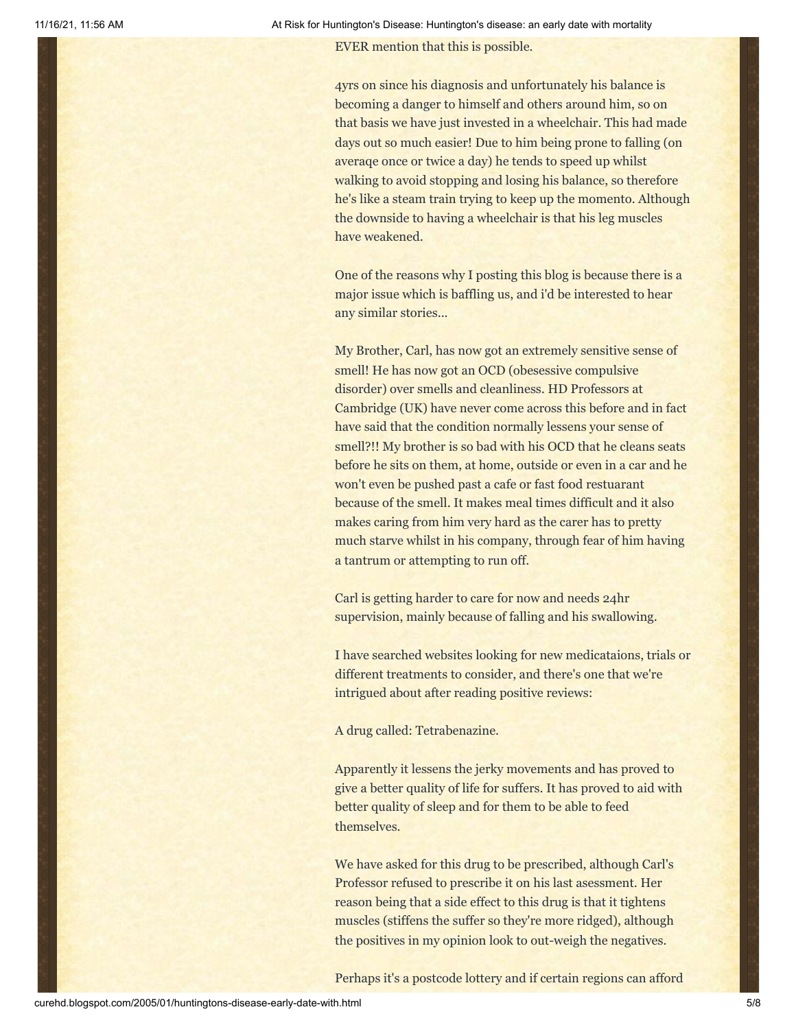EVER mention that this is possible.

4yrs on since his diagnosis and unfortunately his balance is becoming a danger to himself and others around him, so on that basis we have just invested in a wheelchair. This had made days out so much easier! Due to him being prone to falling (on averaqe once or twice a day) he tends to speed up whilst walking to avoid stopping and losing his balance, so therefore he's like a steam train trying to keep up the momento. Although the downside to having a wheelchair is that his leg muscles have weakened.

One of the reasons why I posting this blog is because there is a major issue which is baffling us, and i'd be interested to hear any similar stories...

My Brother, Carl, has now got an extremely sensitive sense of smell! He has now got an OCD (obesessive compulsive disorder) over smells and cleanliness. HD Professors at Cambridge (UK) have never come across this before and in fact have said that the condition normally lessens your sense of smell?!! My brother is so bad with his OCD that he cleans seats before he sits on them, at home, outside or even in a car and he won't even be pushed past a cafe or fast food restuarant because of the smell. It makes meal times difficult and it also makes caring from him very hard as the carer has to pretty much starve whilst in his company, through fear of him having a tantrum or attempting to run off.

Carl is getting harder to care for now and needs 24hr supervision, mainly because of falling and his swallowing.

I have searched websites looking for new medicataions, trials or different treatments to consider, and there's one that we're intrigued about after reading positive reviews:

A drug called: Tetrabenazine.

Apparently it lessens the jerky movements and has proved to give a better quality of life for suffers. It has proved to aid with better quality of sleep and for them to be able to feed themselves.

We have asked for this drug to be prescribed, although Carl's Professor refused to prescribe it on his last asessment. Her reason being that a side effect to this drug is that it tightens muscles (stiffens the suffer so they're more ridged), although the positives in my opinion look to out-weigh the negatives.

Perhaps it's a postcode lottery and if certain regions can afford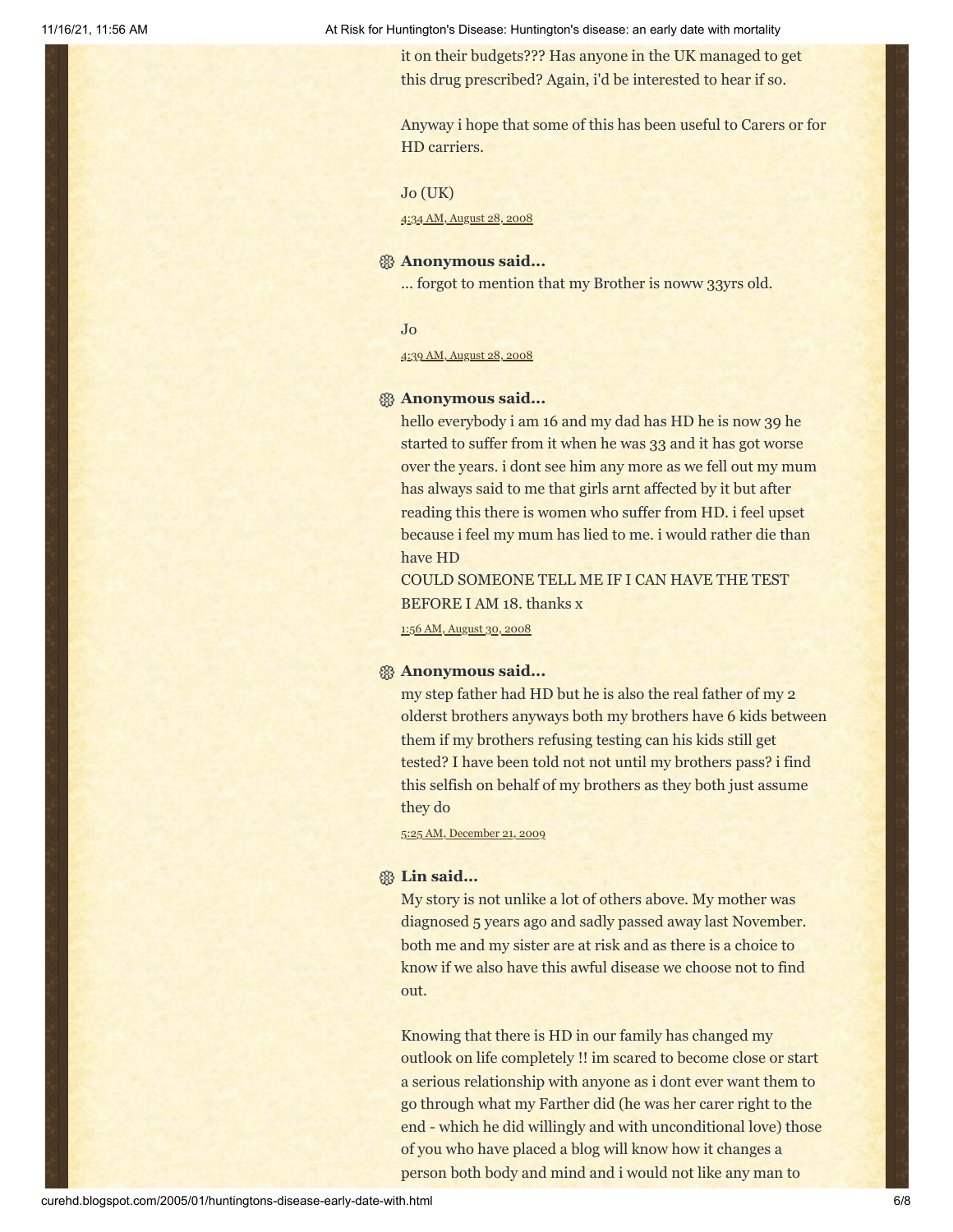it on their budgets??? Has anyone in the UK managed to get this drug prescribed? Again, i'd be interested to hear if so.

Anyway i hope that some of this has been useful to Carers or for HD carriers.

Jo (UK)

4:34 AM, August 28, 2008

**Anonymous said...**

... forgot to mention that my Brother is noww 33yrs old.

Jo

4:39 AM, August 28, 2008

**Anonymous said...**

hello everybody i am 16 and my dad has HD he is now 39 he started to suffer from it when he was 33 and it has got worse over the years. i dont see him any more as we fell out my mum has always said to me that girls arnt affected by it but after reading this there is women who suffer from HD. i feel upset because i feel my mum has lied to me. i would rather die than have HD
COULD SOMEONE TELL ME IF I CAN HAVE THE TEST BEFORE I AM 18. thanks x

1:56 AM, August 30, 2008

**Anonymous said...**

my step father had HD but he is also the real father of my 2 olderst brothers anyways both my brothers have 6 kids between them if my brothers refusing testing can his kids still get tested? I have been told not not until my brothers pass? i find this selfish on behalf of my brothers as they both just assume they do

5:25 AM, December 21, 2009

**Lin said...**

My story is not unlike a lot of others above. My mother was diagnosed 5 years ago and sadly passed away last November. both me and my sister are at risk and as there is a choice to know if we also have this awful disease we choose not to find out.

Knowing that there is HD in our family has changed my outlook on life completely !! im scared to become close or start a serious relationship with anyone as i dont ever want them to go through what my Farther did (he was her carer right to the end - which he did willingly and with unconditional love) those of you who have placed a blog will know how it changes a person both body and mind and i would not like any man to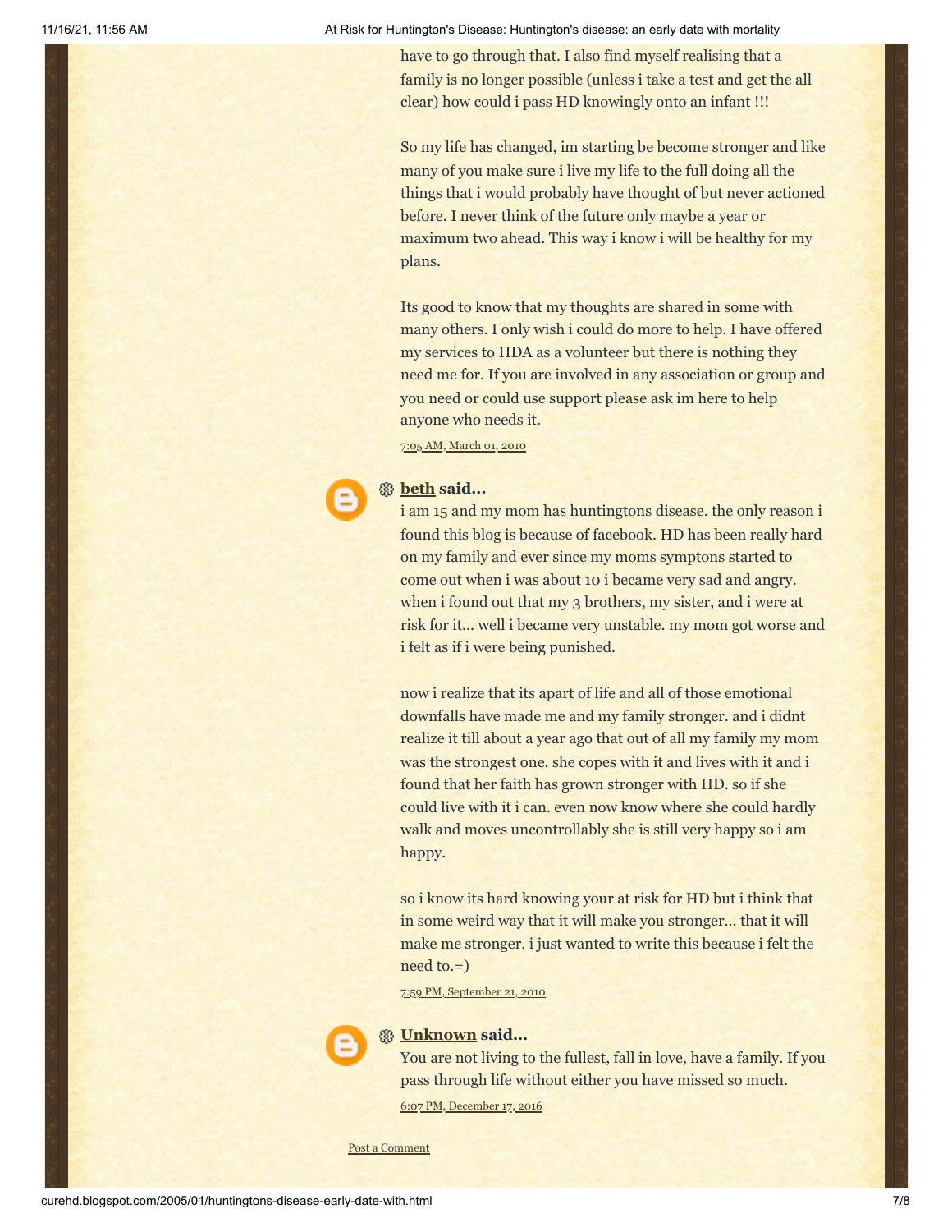have to go through that. I also find myself realising that a family is no longer possible (unless i take a test and get the all clear) how could i pass HD knowingly onto an infant !!!

So my life has changed, im starting be become stronger and like many of you make sure i live my life to the full doing all the things that i would probably have thought of but never actioned before. I never think of the future only maybe a year or maximum two ahead. This way i know i will be healthy for my plans.

Its good to know that my thoughts are shared in some with many others. I only wish i could do more to help. I have offered my services to HDA as a volunteer but there is nothing they need me for. If you are involved in any association or group and you need or could use support please ask im here to help anyone who needs it.

7:05 AM, March 01, 2010

**beth** said...

i am 15 and my mom has huntingtons disease. the only reason i found this blog is because of facebook. HD has been really hard on my family and ever since my moms symptons started to come out when i was about 10 i became very sad and angry. when i found out that my 3 brothers, my sister, and i were at risk for it... well i became very unstable. my mom got worse and i felt as if i were being punished.

now i realize that its apart of life and all of those emotional downfalls have made me and my family stronger. and i didnt realize it till about a year ago that out of all my family my mom was the strongest one. she copes with it and lives with it and i found that her faith has grown stronger with HD. so if she could live with it i can. even now know where she could hardly walk and moves uncontrollably she is still very happy so i am happy.

so i know its hard knowing your at risk for HD but i think that in some weird way that it will make you stronger... that it will make me stronger. i just wanted to write this because i felt the need to.=)

7:59 PM, September 21, 2010

**Unknown** said...

You are not living to the fullest, fall in love, have a family. If you pass through life without either you have missed so much.

6:07 PM, December 17, 2016

Post a Comment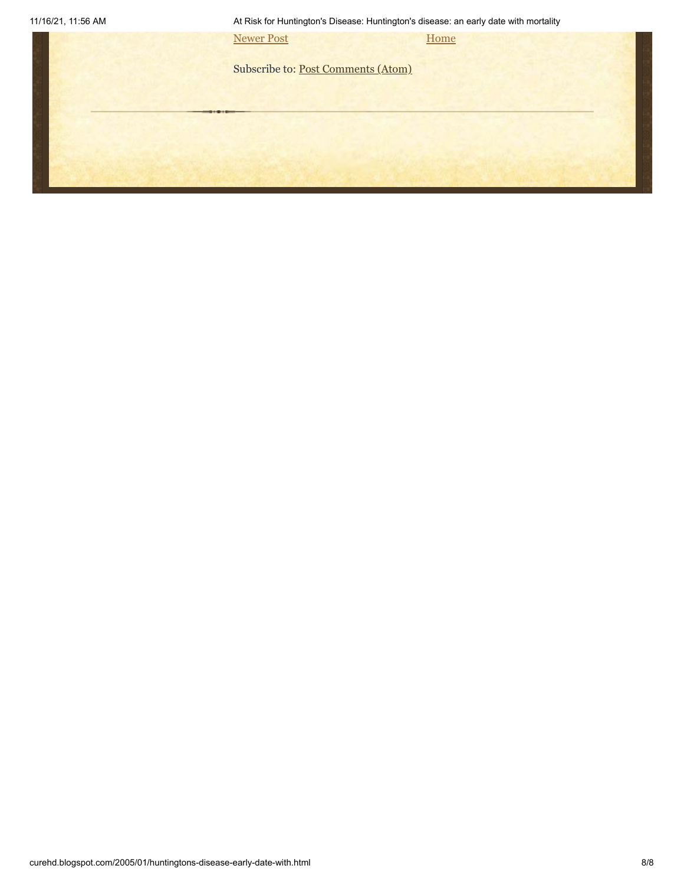Newer Post Home

Subscribe to: Post Comments (Atom)